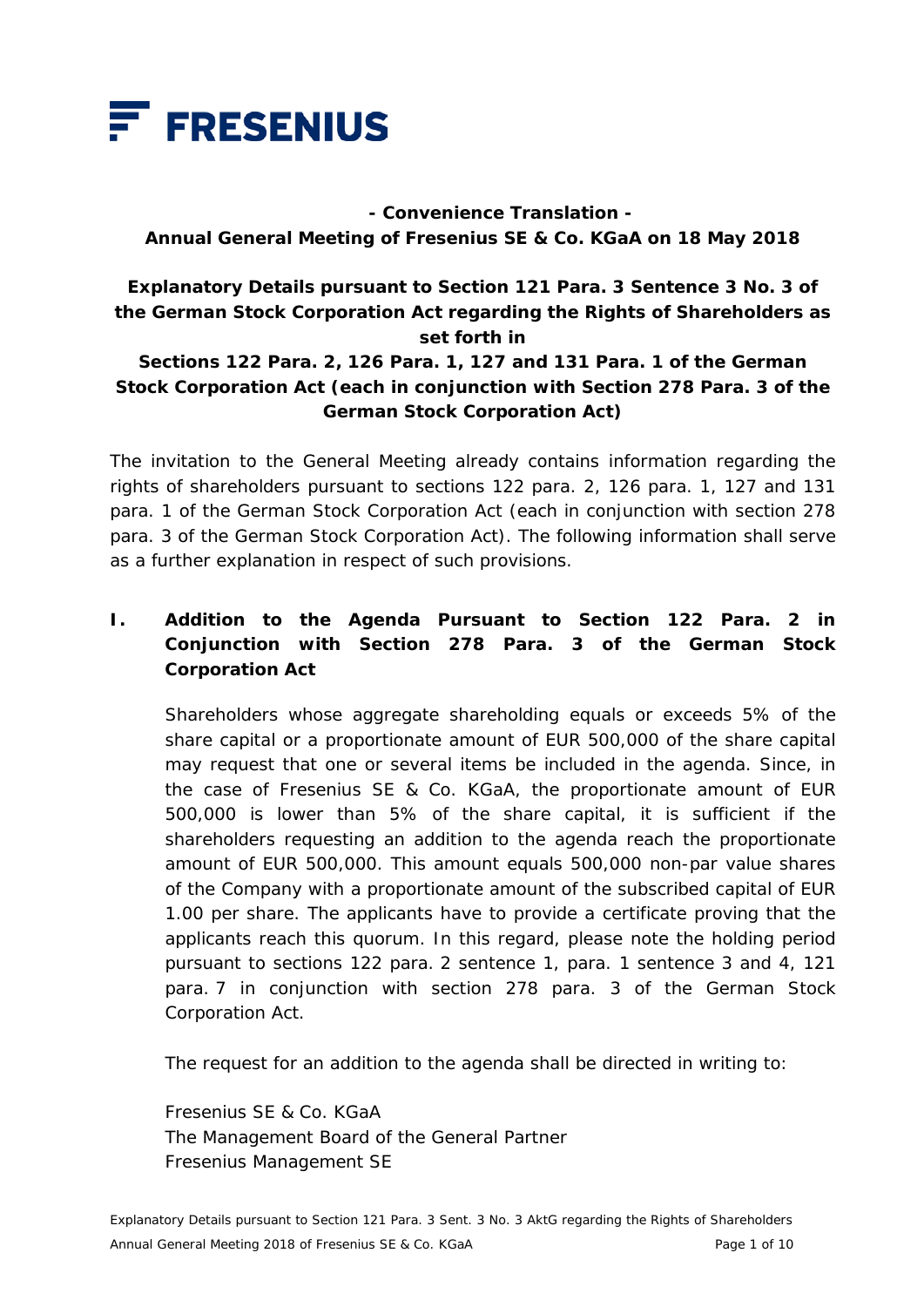FRESENIUS

**- Convenience Translation -**
**Annual General Meeting of Fresenius SE & Co. KGaA on 18 May 2018**

# Explanatory Details pursuant to Section 121 Para. 3 Sentence 3 No. 3 of the German Stock Corporation Act regarding the Rights of Shareholders as set forth in Sections 122 Para. 2, 126 Para. 1, 127 and 131 Para. 1 of the German Stock Corporation Act (each in conjunction with Section 278 Para. 3 of the German Stock Corporation Act)

The invitation to the General Meeting already contains information regarding the rights of shareholders pursuant to sections 122 para. 2, 126 para. 1, 127 and 131 para. 1 of the German Stock Corporation Act (each in conjunction with section 278 para. 3 of the German Stock Corporation Act). The following information shall serve as a further explanation in respect of such provisions.

## I. Addition to the Agenda Pursuant to Section 122 Para. 2 in Conjunction with Section 278 Para. 3 of the German Stock Corporation Act

Shareholders whose aggregate shareholding equals or exceeds 5% of the share capital or a proportionate amount of EUR 500,000 of the share capital may request that one or several items be included in the agenda. Since, in the case of Fresenius SE & Co. KGaA, the proportionate amount of EUR 500,000 is lower than 5% of the share capital, it is sufficient if the shareholders requesting an addition to the agenda reach the proportionate amount of EUR 500,000. This amount equals 500,000 non-par value shares of the Company with a proportionate amount of the subscribed capital of EUR 1.00 per share. The applicants have to provide a certificate proving that the applicants reach this quorum. In this regard, please note the holding period pursuant to sections 122 para. 2 sentence 1, para. 1 sentence 3 and 4, 121 para. 7 in conjunction with section 278 para. 3 of the German Stock Corporation Act.

The request for an addition to the agenda shall be directed in writing to:

Fresenius SE & Co. KGaA
The Management Board of the General Partner
Fresenius Management SE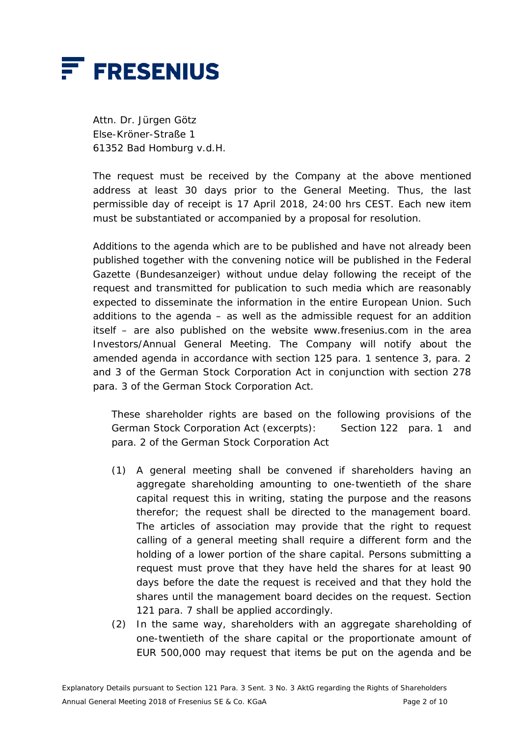Attn. Dr. Jürgen Götz
Else-Kröner-Straße 1
61352 Bad Homburg v.d.H.

The request must be received by the Company at the above mentioned address at least 30 days prior to the General Meeting. Thus, the last permissible day of receipt is 17 April 2018, 24:00 hrs CEST. Each new item must be substantiated or accompanied by a proposal for resolution.

Additions to the agenda which are to be published and have not already been published together with the convening notice will be published in the Federal Gazette (Bundesanzeiger) without undue delay following the receipt of the request and transmitted for publication to such media which are reasonably expected to disseminate the information in the entire European Union. Such additions to the agenda – as well as the admissible request for an addition itself – are also published on the website www.fresenius.com in the area Investors/Annual General Meeting. The Company will notify about the amended agenda in accordance with section 125 para. 1 sentence 3, para. 2 and 3 of the German Stock Corporation Act in conjunction with section 278 para. 3 of the German Stock Corporation Act.

These shareholder rights are based on the following provisions of the German Stock Corporation Act (excerpts): Section 122 para. 1 and para. 2 of the German Stock Corporation Act

(1) A general meeting shall be convened if shareholders having an aggregate shareholding amounting to one-twentieth of the share capital request this in writing, stating the purpose and the reasons therefor; the request shall be directed to the management board. The articles of association may provide that the right to request calling of a general meeting shall require a different form and the holding of a lower portion of the share capital. Persons submitting a request must prove that they have held the shares for at least 90 days before the date the request is received and that they hold the shares until the management board decides on the request. Section 121 para. 7 shall be applied accordingly.

(2) In the same way, shareholders with an aggregate shareholding of one-twentieth of the share capital or the proportionate amount of EUR 500,000 may request that items be put on the agenda and be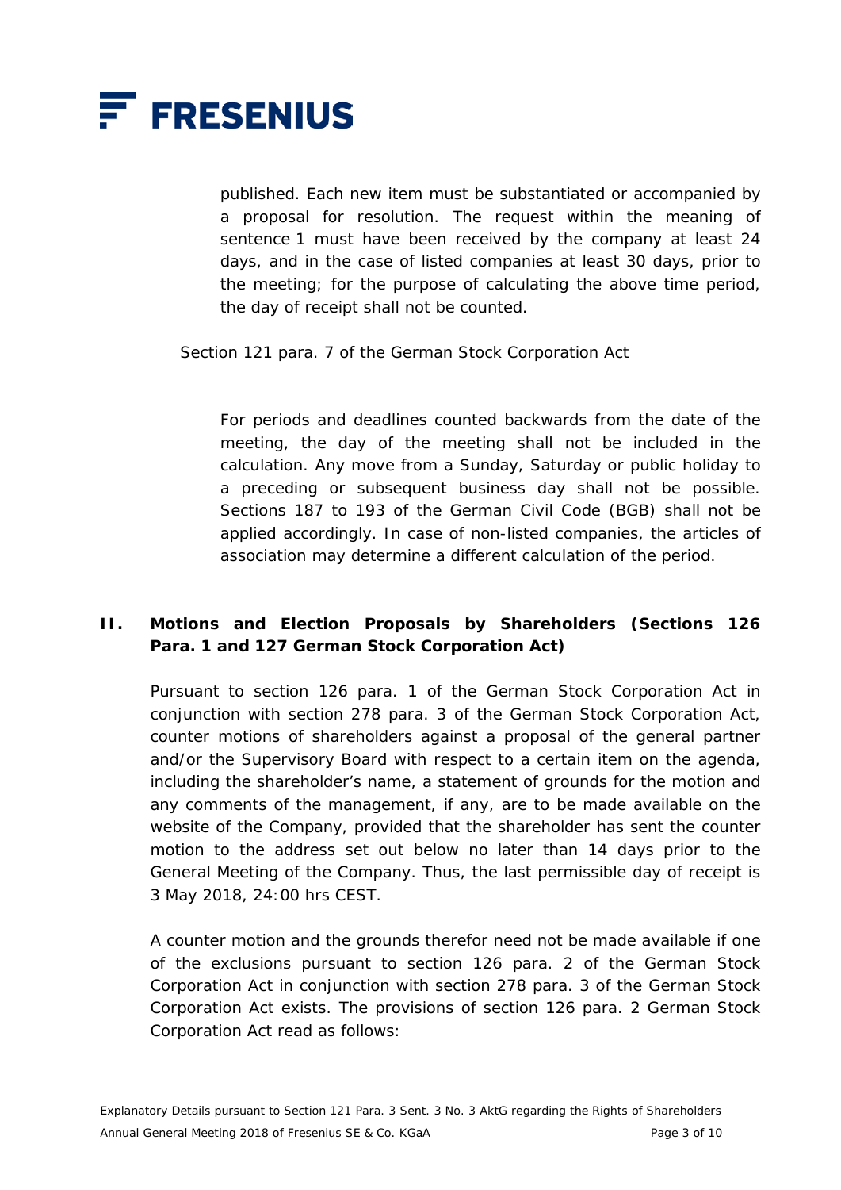published. Each new item must be substantiated or accompanied by a proposal for resolution. The request within the meaning of sentence 1 must have been received by the company at least 24 days, and in the case of listed companies at least 30 days, prior to the meeting; for the purpose of calculating the above time period, the day of receipt shall not be counted.

Section 121 para. 7 of the German Stock Corporation Act

For periods and deadlines counted backwards from the date of the meeting, the day of the meeting shall not be included in the calculation. Any move from a Sunday, Saturday or public holiday to a preceding or subsequent business day shall not be possible. Sections 187 to 193 of the German Civil Code (BGB) shall not be applied accordingly. In case of non-listed companies, the articles of association may determine a different calculation of the period.

## II. Motions and Election Proposals by Shareholders (Sections 126 Para. 1 and 127 German Stock Corporation Act)

Pursuant to section 126 para. 1 of the German Stock Corporation Act in conjunction with section 278 para. 3 of the German Stock Corporation Act, counter motions of shareholders against a proposal of the general partner and/or the Supervisory Board with respect to a certain item on the agenda, including the shareholder's name, a statement of grounds for the motion and any comments of the management, if any, are to be made available on the website of the Company, provided that the shareholder has sent the counter motion to the address set out below no later than 14 days prior to the General Meeting of the Company. Thus, the last permissible day of receipt is 3 May 2018, 24:00 hrs CEST.

A counter motion and the grounds therefor need not be made available if one of the exclusions pursuant to section 126 para. 2 of the German Stock Corporation Act in conjunction with section 278 para. 3 of the German Stock Corporation Act exists. The provisions of section 126 para. 2 German Stock Corporation Act read as follows: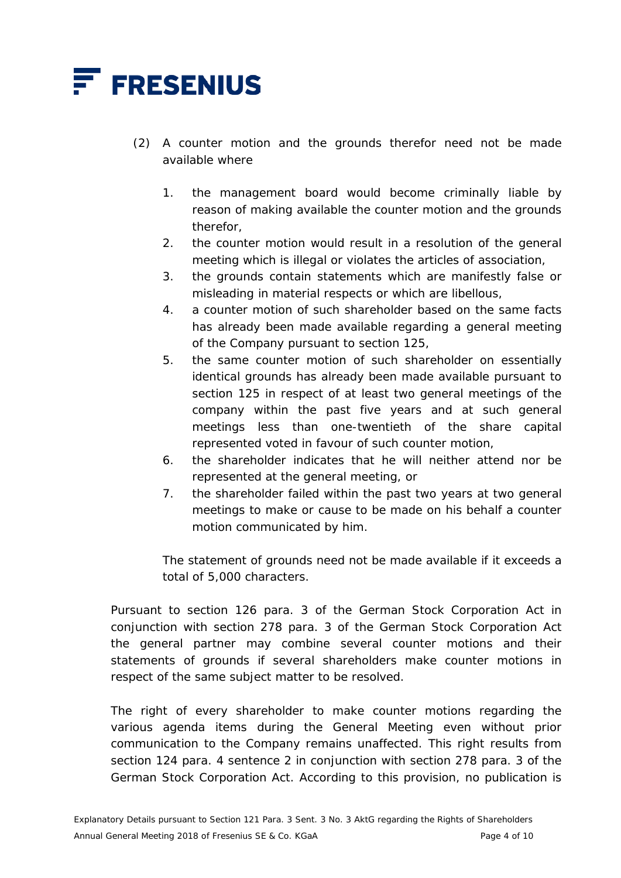(2) A counter motion and the grounds therefor need not be made available where

1. the management board would become criminally liable by reason of making available the counter motion and the grounds therefor,
2. the counter motion would result in a resolution of the general meeting which is illegal or violates the articles of association,
3. the grounds contain statements which are manifestly false or misleading in material respects or which are libellous,
4. a counter motion of such shareholder based on the same facts has already been made available regarding a general meeting of the Company pursuant to section 125,
5. the same counter motion of such shareholder on essentially identical grounds has already been made available pursuant to section 125 in respect of at least two general meetings of the company within the past five years and at such general meetings less than one-twentieth of the share capital represented voted in favour of such counter motion,
6. the shareholder indicates that he will neither attend nor be represented at the general meeting, or
7. the shareholder failed within the past two years at two general meetings to make or cause to be made on his behalf a counter motion communicated by him.

The statement of grounds need not be made available if it exceeds a total of 5,000 characters.

Pursuant to section 126 para. 3 of the German Stock Corporation Act in conjunction with section 278 para. 3 of the German Stock Corporation Act the general partner may combine several counter motions and their statements of grounds if several shareholders make counter motions in respect of the same subject matter to be resolved.

The right of every shareholder to make counter motions regarding the various agenda items during the General Meeting even without prior communication to the Company remains unaffected. This right results from section 124 para. 4 sentence 2 in conjunction with section 278 para. 3 of the German Stock Corporation Act. According to this provision, no publication is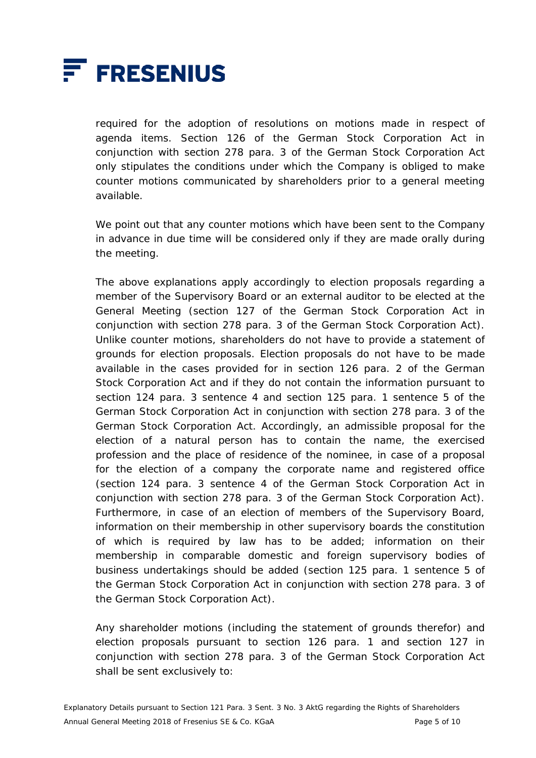required for the adoption of resolutions on motions made in respect of agenda items. Section 126 of the German Stock Corporation Act in conjunction with section 278 para. 3 of the German Stock Corporation Act only stipulates the conditions under which the Company is obliged to make counter motions communicated by shareholders prior to a general meeting available.

We point out that any counter motions which have been sent to the Company in advance in due time will be considered only if they are made orally during the meeting.

The above explanations apply accordingly to election proposals regarding a member of the Supervisory Board or an external auditor to be elected at the General Meeting (section 127 of the German Stock Corporation Act in conjunction with section 278 para. 3 of the German Stock Corporation Act). Unlike counter motions, shareholders do not have to provide a statement of grounds for election proposals. Election proposals do not have to be made available in the cases provided for in section 126 para. 2 of the German Stock Corporation Act and if they do not contain the information pursuant to section 124 para. 3 sentence 4 and section 125 para. 1 sentence 5 of the German Stock Corporation Act in conjunction with section 278 para. 3 of the German Stock Corporation Act. Accordingly, an admissible proposal for the election of a natural person has to contain the name, the exercised profession and the place of residence of the nominee, in case of a proposal for the election of a company the corporate name and registered office (section 124 para. 3 sentence 4 of the German Stock Corporation Act in conjunction with section 278 para. 3 of the German Stock Corporation Act). Furthermore, in case of an election of members of the Supervisory Board, information on their membership in other supervisory boards the constitution of which is required by law has to be added; information on their membership in comparable domestic and foreign supervisory bodies of business undertakings should be added (section 125 para. 1 sentence 5 of the German Stock Corporation Act in conjunction with section 278 para. 3 of the German Stock Corporation Act).

Any shareholder motions (including the statement of grounds therefor) and election proposals pursuant to section 126 para. 1 and section 127 in conjunction with section 278 para. 3 of the German Stock Corporation Act shall be sent exclusively to: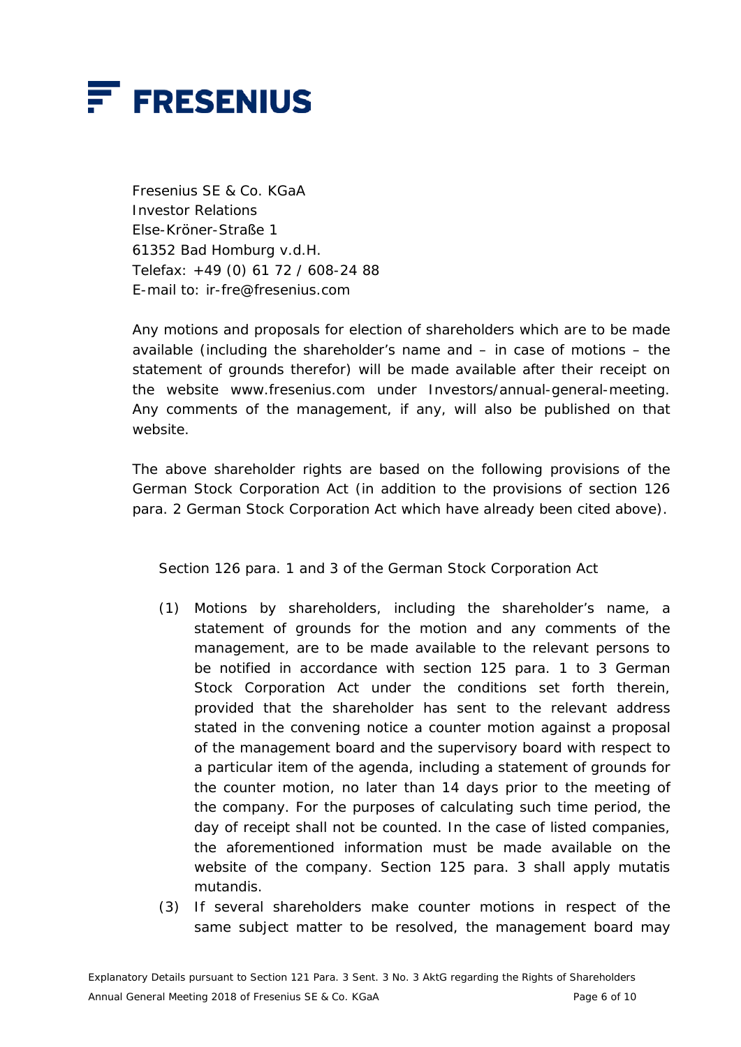Fresenius SE & Co. KGaA
Investor Relations
Else-Kröner-Straße 1
61352 Bad Homburg v.d.H.
Telefax: +49 (0) 61 72 / 608-24 88
E-mail to: ir-fre@fresenius.com

Any motions and proposals for election of shareholders which are to be made available (including the shareholder's name and – in case of motions – the statement of grounds therefor) will be made available after their receipt on the website www.fresenius.com under Investors/annual-general-meeting. Any comments of the management, if any, will also be published on that website.

The above shareholder rights are based on the following provisions of the German Stock Corporation Act (in addition to the provisions of section 126 para. 2 German Stock Corporation Act which have already been cited above).

Section 126 para. 1 and 3 of the German Stock Corporation Act

(1) Motions by shareholders, including the shareholder's name, a statement of grounds for the motion and any comments of the management, are to be made available to the relevant persons to be notified in accordance with section 125 para. 1 to 3 German Stock Corporation Act under the conditions set forth therein, provided that the shareholder has sent to the relevant address stated in the convening notice a counter motion against a proposal of the management board and the supervisory board with respect to a particular item of the agenda, including a statement of grounds for the counter motion, no later than 14 days prior to the meeting of the company. For the purposes of calculating such time period, the day of receipt shall not be counted. In the case of listed companies, the aforementioned information must be made available on the website of the company. Section 125 para. 3 shall apply mutatis mutandis.

(3) If several shareholders make counter motions in respect of the same subject matter to be resolved, the management board may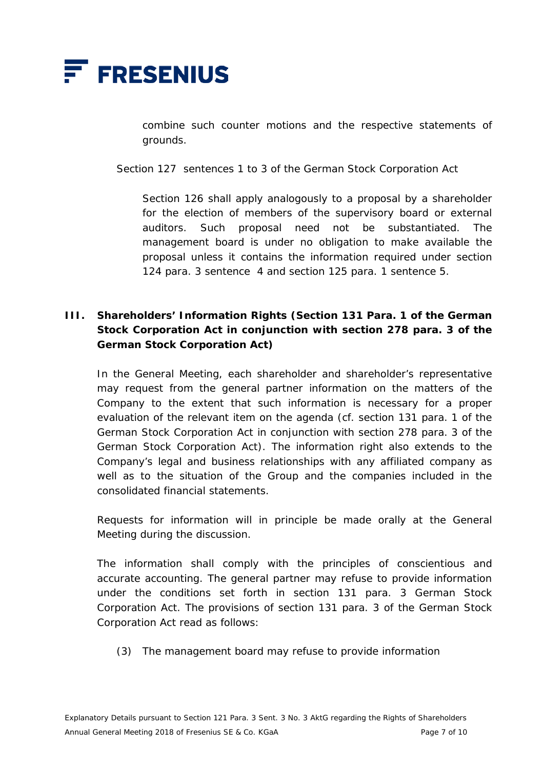combine such counter motions and the respective statements of grounds.

Section 127 sentences 1 to 3 of the German Stock Corporation Act

Section 126 shall apply analogously to a proposal by a shareholder for the election of members of the supervisory board or external auditors. Such proposal need not be substantiated. The management board is under no obligation to make available the proposal unless it contains the information required under section 124 para. 3 sentence 4 and section 125 para. 1 sentence 5.

## III. Shareholders' Information Rights (Section 131 Para. 1 of the German Stock Corporation Act in conjunction with section 278 para. 3 of the German Stock Corporation Act)

In the General Meeting, each shareholder and shareholder's representative may request from the general partner information on the matters of the Company to the extent that such information is necessary for a proper evaluation of the relevant item on the agenda (cf. section 131 para. 1 of the German Stock Corporation Act in conjunction with section 278 para. 3 of the German Stock Corporation Act). The information right also extends to the Company's legal and business relationships with any affiliated company as well as to the situation of the Group and the companies included in the consolidated financial statements.

Requests for information will in principle be made orally at the General Meeting during the discussion.

The information shall comply with the principles of conscientious and accurate accounting. The general partner may refuse to provide information under the conditions set forth in section 131 para. 3 German Stock Corporation Act. The provisions of section 131 para. 3 of the German Stock Corporation Act read as follows:

(3) The management board may refuse to provide information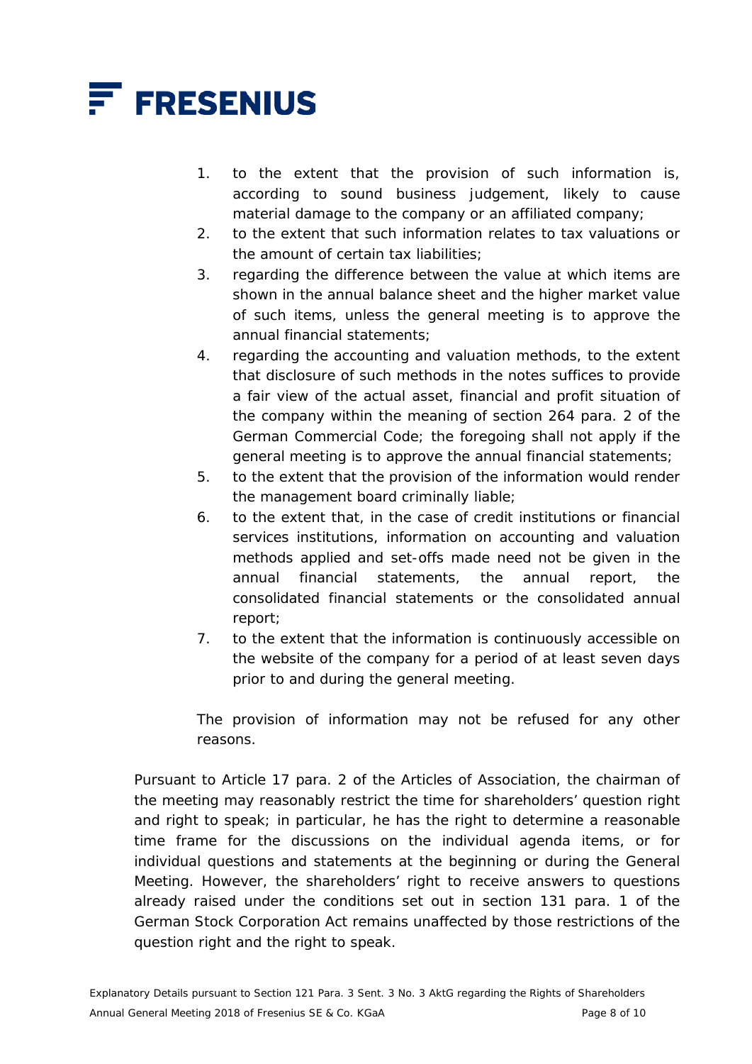1. to the extent that the provision of such information is, according to sound business judgement, likely to cause material damage to the company or an affiliated company;
2. to the extent that such information relates to tax valuations or the amount of certain tax liabilities;
3. regarding the difference between the value at which items are shown in the annual balance sheet and the higher market value of such items, unless the general meeting is to approve the annual financial statements;
4. regarding the accounting and valuation methods, to the extent that disclosure of such methods in the notes suffices to provide a fair view of the actual asset, financial and profit situation of the company within the meaning of section 264 para. 2 of the German Commercial Code; the foregoing shall not apply if the general meeting is to approve the annual financial statements;
5. to the extent that the provision of the information would render the management board criminally liable;
6. to the extent that, in the case of credit institutions or financial services institutions, information on accounting and valuation methods applied and set-offs made need not be given in the annual financial statements, the annual report, the consolidated financial statements or the consolidated annual report;
7. to the extent that the information is continuously accessible on the website of the company for a period of at least seven days prior to and during the general meeting.

The provision of information may not be refused for any other reasons.

Pursuant to Article 17 para. 2 of the Articles of Association, the chairman of the meeting may reasonably restrict the time for shareholders' question right and right to speak; in particular, he has the right to determine a reasonable time frame for the discussions on the individual agenda items, or for individual questions and statements at the beginning or during the General Meeting. However, the shareholders' right to receive answers to questions already raised under the conditions set out in section 131 para. 1 of the German Stock Corporation Act remains unaffected by those restrictions of the question right and the right to speak.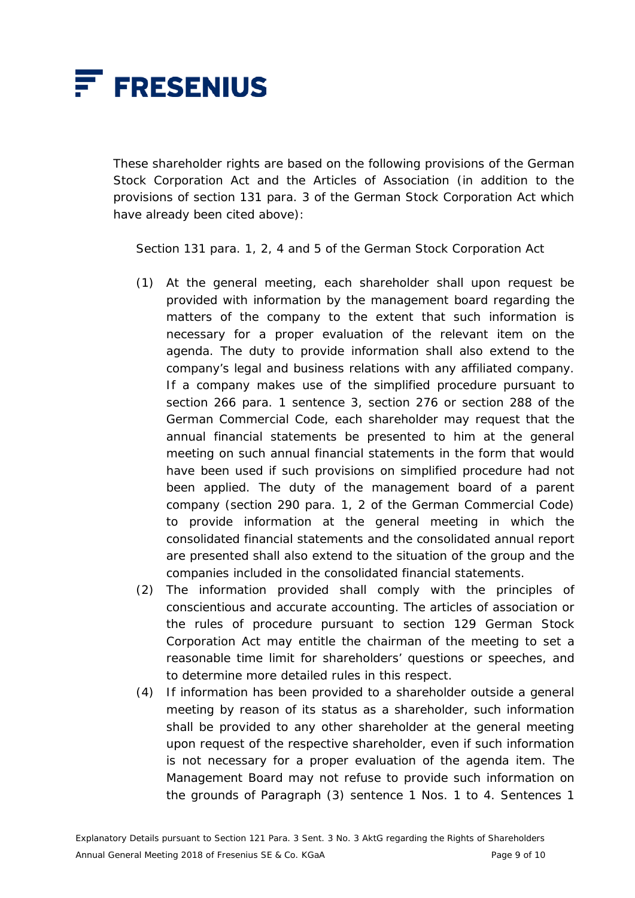These shareholder rights are based on the following provisions of the German Stock Corporation Act and the Articles of Association (in addition to the provisions of section 131 para. 3 of the German Stock Corporation Act which have already been cited above):

Section 131 para. 1, 2, 4 and 5 of the German Stock Corporation Act

(1) At the general meeting, each shareholder shall upon request be provided with information by the management board regarding the matters of the company to the extent that such information is necessary for a proper evaluation of the relevant item on the agenda. The duty to provide information shall also extend to the company's legal and business relations with any affiliated company. If a company makes use of the simplified procedure pursuant to section 266 para. 1 sentence 3, section 276 or section 288 of the German Commercial Code, each shareholder may request that the annual financial statements be presented to him at the general meeting on such annual financial statements in the form that would have been used if such provisions on simplified procedure had not been applied. The duty of the management board of a parent company (section 290 para. 1, 2 of the German Commercial Code) to provide information at the general meeting in which the consolidated financial statements and the consolidated annual report are presented shall also extend to the situation of the group and the companies included in the consolidated financial statements.

(2) The information provided shall comply with the principles of conscientious and accurate accounting. The articles of association or the rules of procedure pursuant to section 129 German Stock Corporation Act may entitle the chairman of the meeting to set a reasonable time limit for shareholders' questions or speeches, and to determine more detailed rules in this respect.

(4) If information has been provided to a shareholder outside a general meeting by reason of its status as a shareholder, such information shall be provided to any other shareholder at the general meeting upon request of the respective shareholder, even if such information is not necessary for a proper evaluation of the agenda item. The Management Board may not refuse to provide such information on the grounds of Paragraph (3) sentence 1 Nos. 1 to 4. Sentences 1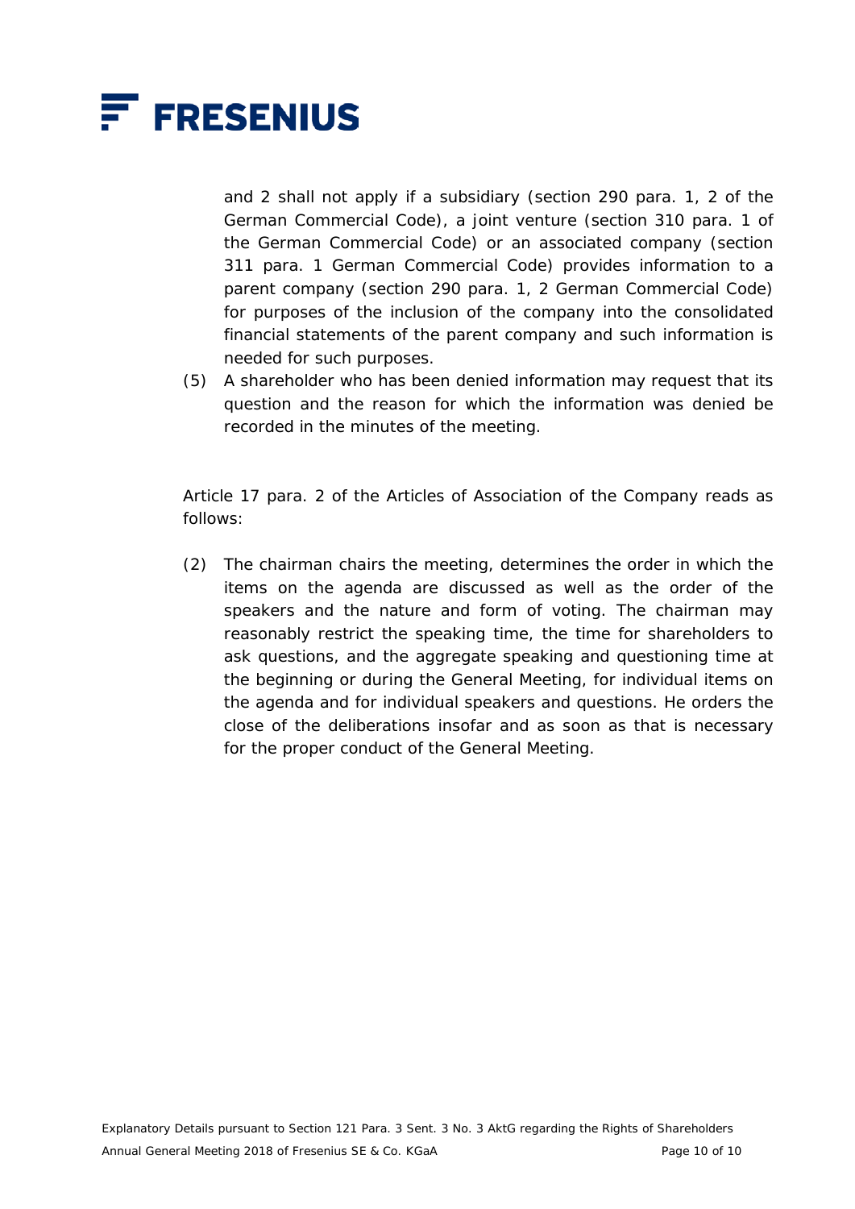and 2 shall not apply if a subsidiary (section 290 para. 1, 2 of the German Commercial Code), a joint venture (section 310 para. 1 of the German Commercial Code) or an associated company (section 311 para. 1 German Commercial Code) provides information to a parent company (section 290 para. 1, 2 German Commercial Code) for purposes of the inclusion of the company into the consolidated financial statements of the parent company and such information is needed for such purposes.

(5) A shareholder who has been denied information may request that its question and the reason for which the information was denied be recorded in the minutes of the meeting.

Article 17 para. 2 of the Articles of Association of the Company reads as follows:

(2) The chairman chairs the meeting, determines the order in which the items on the agenda are discussed as well as the order of the speakers and the nature and form of voting. The chairman may reasonably restrict the speaking time, the time for shareholders to ask questions, and the aggregate speaking and questioning time at the beginning or during the General Meeting, for individual items on the agenda and for individual speakers and questions. He orders the close of the deliberations insofar and as soon as that is necessary for the proper conduct of the General Meeting.